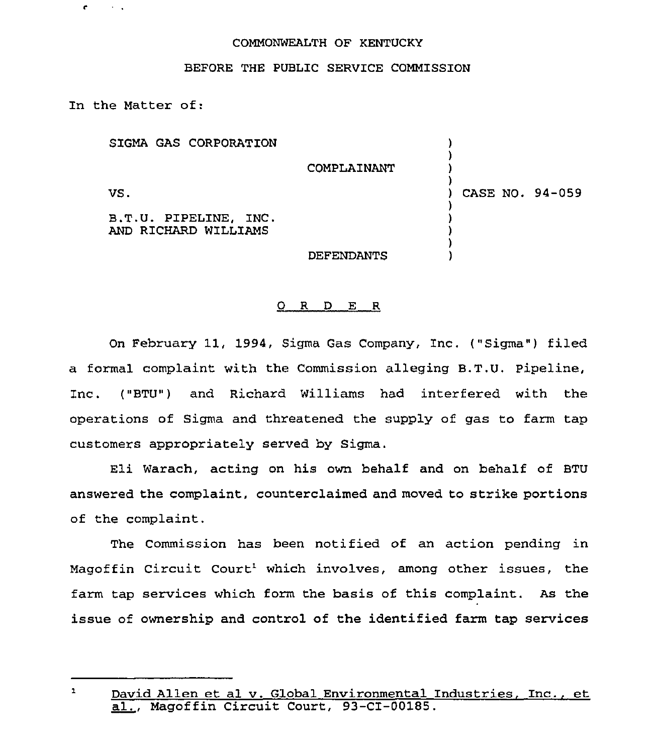COMMONWEALTH OF KENTUCKY

BEFORE THE PUBLIC SERVICE COMMISSION

In the Matter of:

| | | |
|---|---|---|
| SIGMA GAS CORPORATION | ) | |
| COMPLAINANT | ) | |
| VS. | ) | CASE NO. 94-059 |
| B.T.U. PIPELINE, INC. AND RICHARD WILLIAMS | ) | |
| DEFENDANTS | ) | |

O R D E R

On February 11, 1994, Sigma Gas Company, Inc. ("Sigma") filed a formal complaint with the Commission alleging B.T.U. Pipeline, Inc. ("BTU") and Richard Williams had interfered with the operations of Sigma and threatened the supply of gas to farm tap customers appropriately served by Sigma.

Eli Warach, acting on his own behalf and on behalf of BTU answered the complaint, counterclaimed and moved to strike portions of the complaint.

The Commission has been notified of an action pending in Magoffin Circuit Court[1] which involves, among other issues, the farm tap services which form the basis of this complaint. As the issue of ownership and control of the identified farm tap services

---

[1] David Allen et al v. Global Environmental Industries, Inc., et al., Magoffin Circuit Court, 93-CI-00185.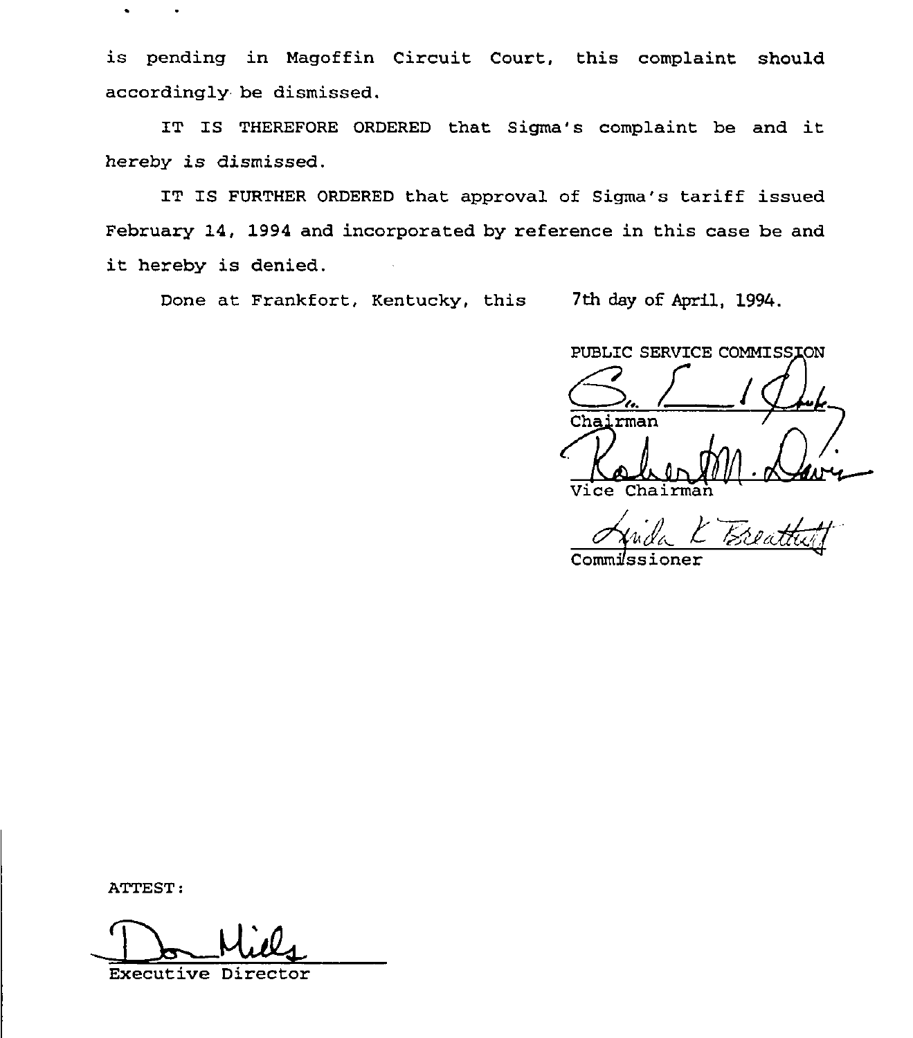is pending in Magoffin Circuit Court, this complaint should accordingly be dismissed.

IT IS THEREFORE ORDERED that Sigma's complaint be and it hereby is dismissed.

IT IS FURTHER ORDERED that approval of Sigma's tariff issued February 14, 1994 and incorporated by reference in this case be and it hereby is denied.

Done at Frankfort, Kentucky, this 7th day of April, 1994.

PUBLIC SERVICE COMMISSION

Chairman

Vice Chairman

Commissioner

ATTEST:

Executive Director